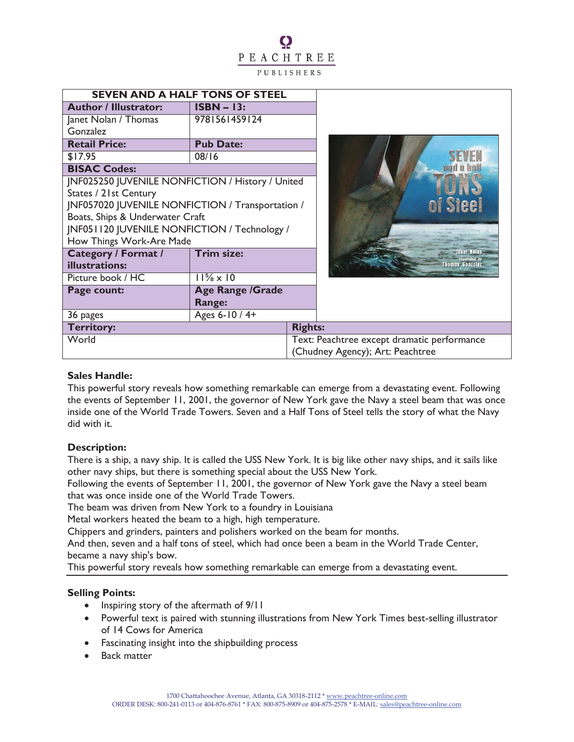PEACHTREE PUBLISHERS

| SEVEN AND A HALF TONS OF STEEL | | |
|---|---|---|
| **Author / Illustrator:** | **ISBN – 13:** | |
| Janet Nolan / Thomas Gonzalez | 9781561459124 | |
| **Retail Price:** | **Pub Date:** | |
| $17.95 | 08/16 | |
| **BISAC Codes:** | | |
| JNF025250 JUVENILE NONFICTION / History / United States / 21st Century<br>JNF057020 JUVENILE NONFICTION / Transportation / Boats, Ships & Underwater Craft<br>JNF051120 JUVENILE NONFICTION / Technology / How Things Work-Are Made | | |
| **Category / Format / illustrations:** | **Trim size:** | |
| Picture book / HC | 11⅝ x 10 | |
| **Page count:** | **Age Range /Grade Range:** | |
| 36 pages | Ages 6-10 / 4+ | |
| **Territory:** | | **Rights:** |
| World | | Text: Peachtree except dramatic performance (Chudney Agency); Art: Peachtree |

**Sales Handle:**
This powerful story reveals how something remarkable can emerge from a devastating event. Following the events of September 11, 2001, the governor of New York gave the Navy a steel beam that was once inside one of the World Trade Towers. Seven and a Half Tons of Steel tells the story of what the Navy did with it.

**Description:**
There is a ship, a navy ship. It is called the USS New York. It is big like other navy ships, and it sails like other navy ships, but there is something special about the USS New York.
Following the events of September 11, 2001, the governor of New York gave the Navy a steel beam that was once inside one of the World Trade Towers.
The beam was driven from New York to a foundry in Louisiana
Metal workers heated the beam to a high, high temperature.
Chippers and grinders, painters and polishers worked on the beam for months.
And then, seven and a half tons of steel, which had once been a beam in the World Trade Center, became a navy ship's bow.
This powerful story reveals how something remarkable can emerge from a devastating event.

**Selling Points:**

- Inspiring story of the aftermath of 9/11
- Powerful text is paired with stunning illustrations from New York Times best-selling illustrator of 14 Cows for America
- Fascinating insight into the shipbuilding process
- Back matter

1700 Chattahoochee Avenue, Atlanta, GA 30318-2112 * www.peachtree-online.com
ORDER DESK: 800-241-0113 or 404-876-8761 * FAX: 800-875-8909 or 404-875-2578 * E-MAIL: sales@peachtree-online.com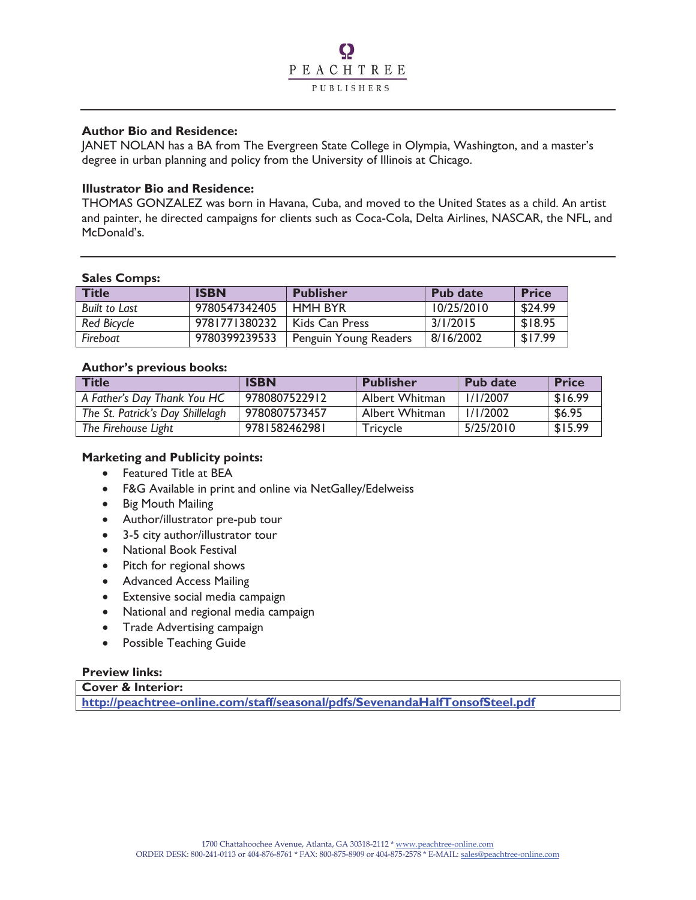PEACHTREE

PUBLISHERS

**Author Bio and Residence:**
JANET NOLAN has a BA from The Evergreen State College in Olympia, Washington, and a master's degree in urban planning and policy from the University of Illinois at Chicago.

**Illustrator Bio and Residence:**
THOMAS GONZALEZ was born in Havana, Cuba, and moved to the United States as a child. An artist and painter, he directed campaigns for clients such as Coca-Cola, Delta Airlines, NASCAR, the NFL, and McDonald's.

**Sales Comps:**

| Title | ISBN | Publisher | Pub date | Price |
|---|---|---|---|---|
| *Built to Last* | 9780547342405 | HMH BYR | 10/25/2010 | $24.99 |
| *Red Bicycle* | 9781771380232 | Kids Can Press | 3/1/2015 | $18.95 |
| *Fireboat* | 9780399239533 | Penguin Young Readers | 8/16/2002 | $17.99 |

**Author's previous books:**

| Title | ISBN | Publisher | Pub date | Price |
|---|---|---|---|---|
| *A Father's Day Thank You HC* | 9780807522912 | Albert Whitman | 1/1/2007 | $16.99 |
| *The St. Patrick's Day Shillelagh* | 9780807573457 | Albert Whitman | 1/1/2002 | $6.95 |
| *The Firehouse Light* | 9781582462981 | Tricycle | 5/25/2010 | $15.99 |

**Marketing and Publicity points:**

- Featured Title at BEA
- F&G Available in print and online via NetGalley/Edelweiss
- Big Mouth Mailing
- Author/illustrator pre-pub tour
- 3-5 city author/illustrator tour
- National Book Festival
- Pitch for regional shows
- Advanced Access Mailing
- Extensive social media campaign
- National and regional media campaign
- Trade Advertising campaign
- Possible Teaching Guide

**Preview links:**

| Cover & Interior: |
|---|
| **http://peachtree-online.com/staff/seasonal/pdfs/SevenandaHalfTonsofSteel.pdf** |

1700 Chattahoochee Avenue, Atlanta, GA 30318-2112 * www.peachtree-online.com
ORDER DESK: 800-241-0113 or 404-876-8761 * FAX: 800-875-8909 or 404-875-2578 * E-MAIL: sales@peachtree-online.com